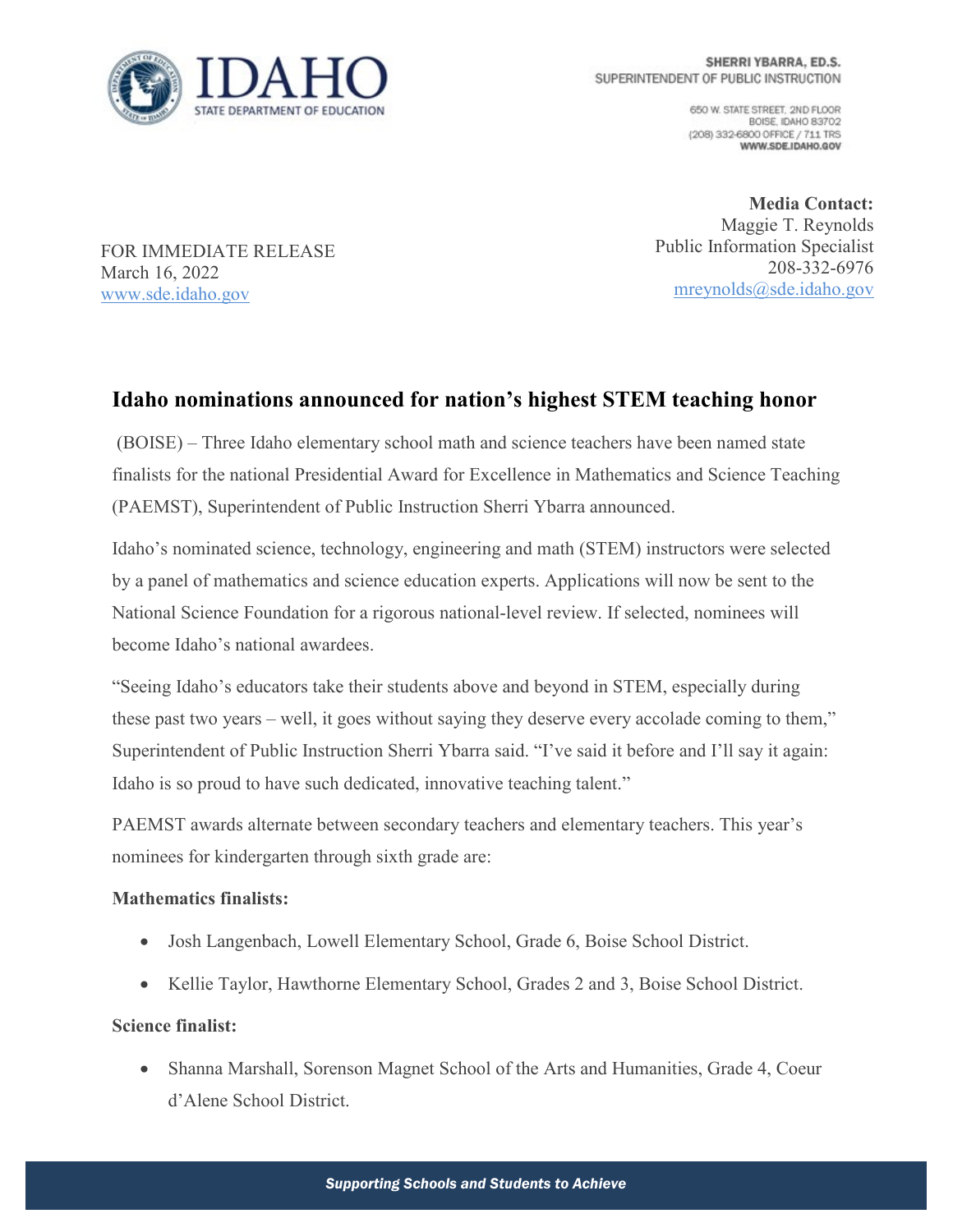SHERRI YBARRA, ED.S.
SUPERINTENDENT OF PUBLIC INSTRUCTION

650 W. STATE STREET, 2ND FLOOR
BOISE, IDAHO 83702
(208) 332-6800 OFFICE / 711 TRS
WWW.SDE.IDAHO.GOV

**Media Contact:**
Maggie T. Reynolds
Public Information Specialist
208-332-6976
mreynolds@sde.idaho.gov

FOR IMMEDIATE RELEASE
March 16, 2022
www.sde.idaho.gov

# Idaho nominations announced for nation's highest STEM teaching honor

(BOISE) – Three Idaho elementary school math and science teachers have been named state finalists for the national Presidential Award for Excellence in Mathematics and Science Teaching (PAEMST), Superintendent of Public Instruction Sherri Ybarra announced.

Idaho's nominated science, technology, engineering and math (STEM) instructors were selected by a panel of mathematics and science education experts. Applications will now be sent to the National Science Foundation for a rigorous national-level review. If selected, nominees will become Idaho's national awardees.

"Seeing Idaho's educators take their students above and beyond in STEM, especially during these past two years – well, it goes without saying they deserve every accolade coming to them," Superintendent of Public Instruction Sherri Ybarra said. "I've said it before and I'll say it again: Idaho is so proud to have such dedicated, innovative teaching talent."

PAEMST awards alternate between secondary teachers and elementary teachers. This year's nominees for kindergarten through sixth grade are:

**Mathematics finalists:**

- Josh Langenbach, Lowell Elementary School, Grade 6, Boise School District.
- Kellie Taylor, Hawthorne Elementary School, Grades 2 and 3, Boise School District.

**Science finalist:**

- Shanna Marshall, Sorenson Magnet School of the Arts and Humanities, Grade 4, Coeur d'Alene School District.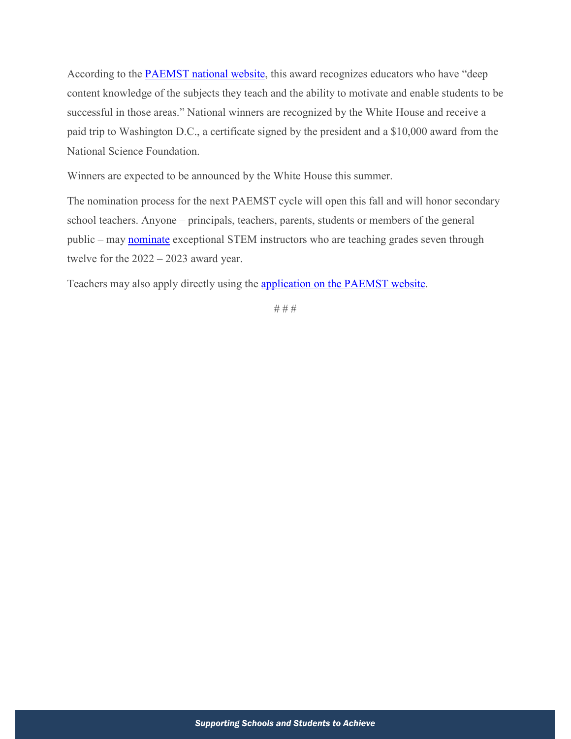According to the PAEMST national website, this award recognizes educators who have "deep content knowledge of the subjects they teach and the ability to motivate and enable students to be successful in those areas." National winners are recognized by the White House and receive a paid trip to Washington D.C., a certificate signed by the president and a $10,000 award from the National Science Foundation.

Winners are expected to be announced by the White House this summer.

The nomination process for the next PAEMST cycle will open this fall and will honor secondary school teachers. Anyone – principals, teachers, parents, students or members of the general public – may nominate exceptional STEM instructors who are teaching grades seven through twelve for the 2022 – 2023 award year.

Teachers may also apply directly using the application on the PAEMST website.

# # #